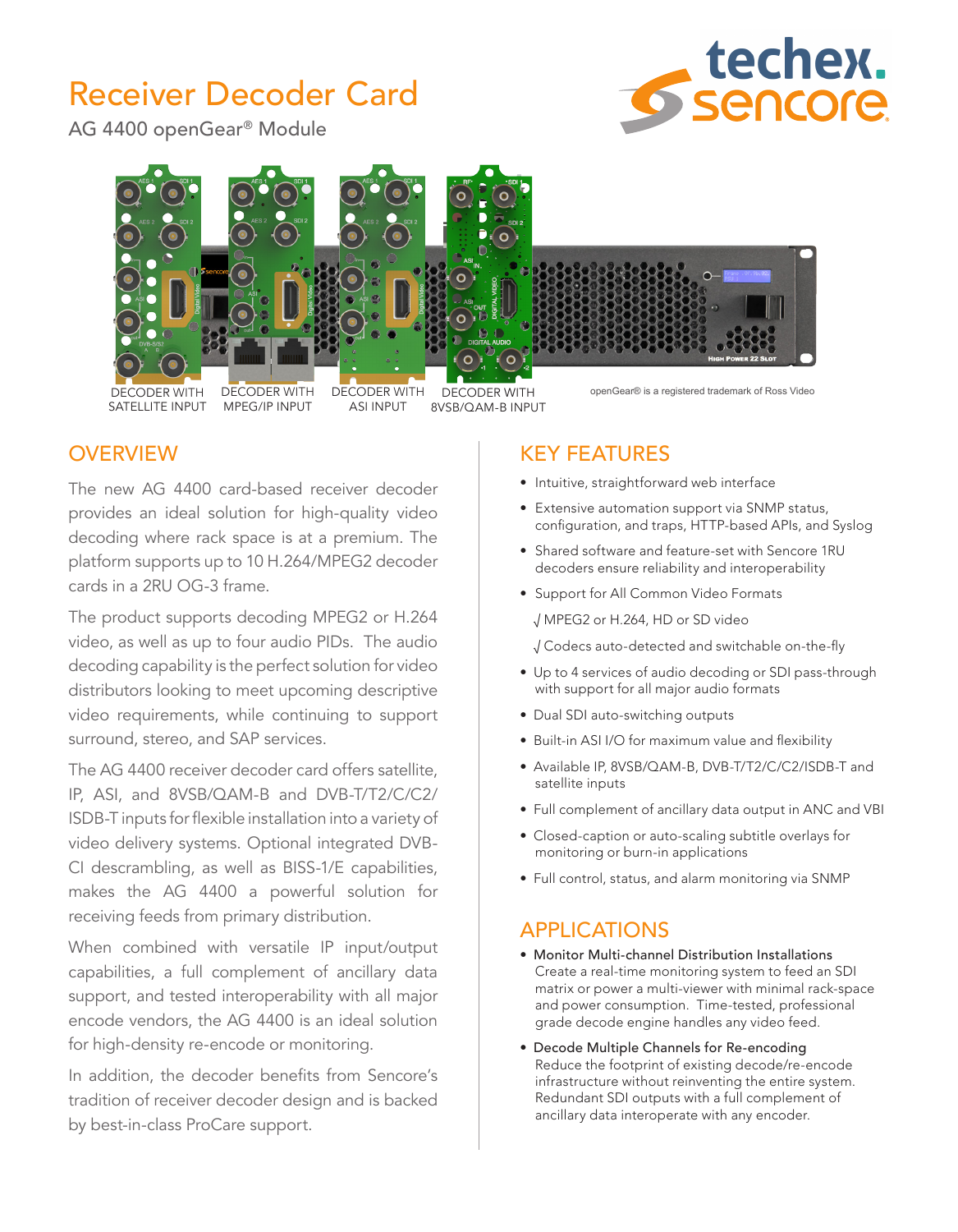# Receiver Decoder Card

AG 4400 openGear® Module

DECODER WITH SATELLITE INPUT

DECODER WITH MPEG/IP INPUT

DECODER WITH ASI INPUT

DECODER WITH 8VSB/QAM-B INPUT

openGear® is a registered trademark of Ross Video

## OVERVIEW

The new AG 4400 card-based receiver decoder provides an ideal solution for high-quality video decoding where rack space is at a premium. The platform supports up to 10 H.264/MPEG2 decoder cards in a 2RU OG-3 frame.

The product supports decoding MPEG2 or H.264 video, as well as up to four audio PIDs. The audio decoding capability is the perfect solution for video distributors looking to meet upcoming descriptive video requirements, while continuing to support surround, stereo, and SAP services.

The AG 4400 receiver decoder card offers satellite, IP, ASI, and 8VSB/QAM-B and DVB-T/T2/C/C2/ISDB-T inputs for flexible installation into a variety of video delivery systems. Optional integrated DVB-CI descrambling, as well as BISS-1/E capabilities, makes the AG 4400 a powerful solution for receiving feeds from primary distribution.

When combined with versatile IP input/output capabilities, a full complement of ancillary data support, and tested interoperability with all major encode vendors, the AG 4400 is an ideal solution for high-density re-encode or monitoring.

In addition, the decoder benefits from Sencore's tradition of receiver decoder design and is backed by best-in-class ProCare support.

## KEY FEATURES

- Intuitive, straightforward web interface
- Extensive automation support via SNMP status, configuration, and traps, HTTP-based APIs, and Syslog
- Shared software and feature-set with Sencore 1RU decoders ensure reliability and interoperability
- Support for All Common Video Formats
  - √ MPEG2 or H.264, HD or SD video
  - √ Codecs auto-detected and switchable on-the-fly
- Up to 4 services of audio decoding or SDI pass-through with support for all major audio formats
- Dual SDI auto-switching outputs
- Built-in ASI I/O for maximum value and flexibility
- Available IP, 8VSB/QAM-B, DVB-T/T2/C/C2/ISDB-T and satellite inputs
- Full complement of ancillary data output in ANC and VBI
- Closed-caption or auto-scaling subtitle overlays for monitoring or burn-in applications
- Full control, status, and alarm monitoring via SNMP

## APPLICATIONS

- Monitor Multi-channel Distribution Installations
  Create a real-time monitoring system to feed an SDI matrix or power a multi-viewer with minimal rack-space and power consumption. Time-tested, professional grade decode engine handles any video feed.
- Decode Multiple Channels for Re-encoding
  Reduce the footprint of existing decode/re-encode infrastructure without reinventing the entire system. Redundant SDI outputs with a full complement of ancillary data interoperate with any encoder.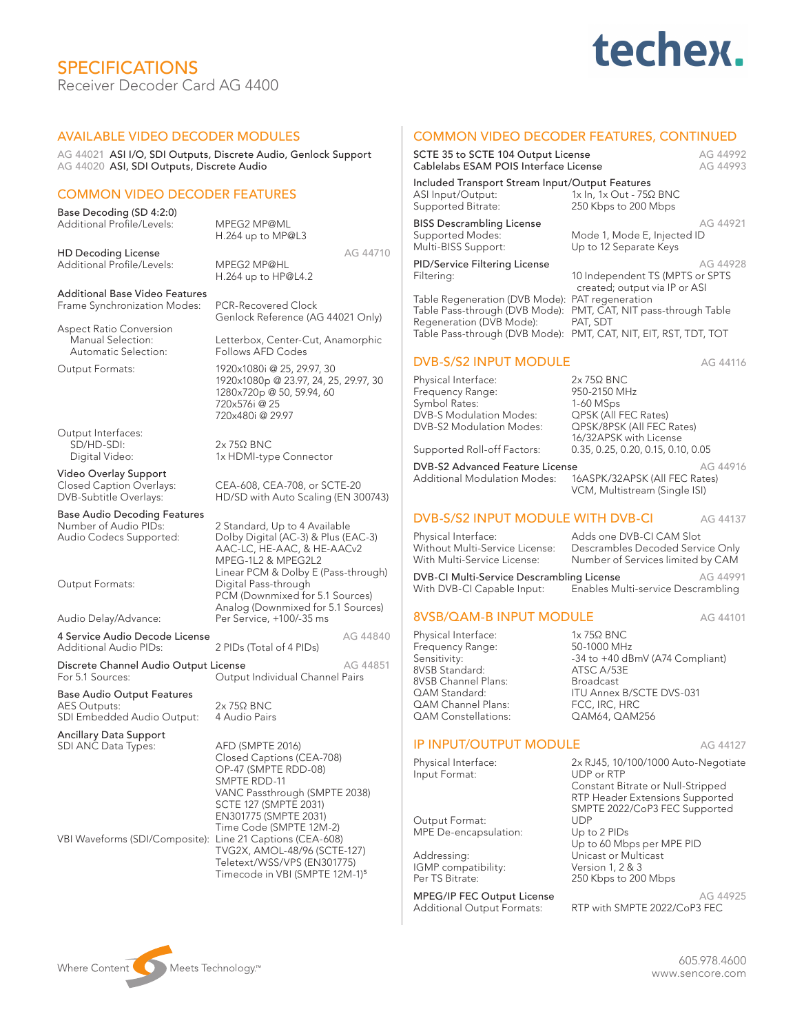# SPECIFICATIONS

Receiver Decoder Card AG 4400

## AVAILABLE VIDEO DECODER MODULES

AG 44021 ASI I/O, SDI Outputs, Discrete Audio, Genlock Support
AG 44020 ASI, SDI Outputs, Discrete Audio

## COMMON VIDEO DECODER FEATURES

**Base Decoding (SD 4:2:0)**

| | |
|---|---|
| Additional Profile/Levels: | MPEG2 MP@ML<br>H.264 up to MP@L3 |

**HD Decoding License** AG 44710

| | |
|---|---|
| Additional Profile/Levels: | MPEG2 MP@HL<br>H.264 up to HP@L4.2 |

**Additional Base Video Features**

| | |
|---|---|
| Frame Synchronization Modes: | PCR-Recovered Clock<br>Genlock Reference (AG 44021 Only) |
| Aspect Ratio Conversion | |
| Manual Selection: | Letterbox, Center-Cut, Anamorphic |
| Automatic Selection: | Follows AFD Codes |
| Output Formats: | 1920x1080i @ 25, 29.97, 30<br>1920x1080p @ 23.97, 24, 25, 29.97, 30<br>1280x720p @ 50, 59.94, 60<br>720x576i @ 25<br>720x480i @ 29.97 |
| Output Interfaces: | |
| SD/HD-SDI: | 2x 75Ω BNC |
| Digital Video: | 1x HDMI-type Connector |

**Video Overlay Support**

| | |
|---|---|
| Closed Caption Overlays: | CEA-608, CEA-708, or SCTE-20 |
| DVB-Subtitle Overlays: | HD/SD with Auto Scaling (EN 300743) |

**Base Audio Decoding Features**

| | |
|---|---|
| Number of Audio PIDs: | 2 Standard, Up to 4 Available |
| Audio Codecs Supported: | Dolby Digital (AC-3) & Plus (EAC-3)<br>AAC-LC, HE-AAC, & HE-AACv2<br>MPEG-1L2 & MPEG2L2<br>Linear PCM & Dolby E (Pass-through) |
| Output Formats: | Digital Pass-through<br>PCM (Downmixed for 5.1 Sources)<br>Analog (Downmixed for 5.1 Sources) |
| Audio Delay/Advance: | Per Service, +100/-35 ms |

**4 Service Audio Decode License** AG 44840

| | |
|---|---|
| Additional Audio PIDs: | 2 PIDs (Total of 4 PIDs) |

**Discrete Channel Audio Output License** AG 44851

| | |
|---|---|
| For 5.1 Sources: | Output Individual Channel Pairs |

**Base Audio Output Features**

| | |
|---|---|
| AES Outputs: | 2x 75Ω BNC |
| SDI Embedded Audio Output: | 4 Audio Pairs |

**Ancillary Data Support**

| | |
|---|---|
| SDI ANC Data Types: | AFD (SMPTE 2016)<br>Closed Captions (CEA-708)<br>OP-47 (SMPTE RDD-08)<br>SMPTE RDD-11<br>VANC Passthrough (SMPTE 2038)<br>SCTE 127 (SMPTE 2031)<br>EN301775 (SMPTE 2031)<br>Time Code (SMPTE 12M-2) |
| VBI Waveforms (SDI/Composite): | Line 21 Captions (CEA-608)<br>TVG2X, AMOL-48/96 (SCTE-127)<br>Teletext/WSS/VPS (EN301775)<br>Timecode in VBI (SMPTE 12M-1)[5] |

## COMMON VIDEO DECODER FEATURES, CONTINUED

**SCTE 35 to SCTE 104 Output License** AG 44992
**Cablelabs ESAM POIS Interface License** AG 44993

**Included Transport Stream Input/Output Features**

| | |
|---|---|
| ASI Input/Output: | 1x In, 1x Out - 75Ω BNC |
| Supported Bitrate: | 250 Kbps to 200 Mbps |

**BISS Descrambling License** AG 44921

| | |
|---|---|
| Supported Modes: | Mode 1, Mode E, Injected ID |
| Multi-BISS Support: | Up to 12 Separate Keys |

**PID/Service Filtering License** AG 44928

| | |
|---|---|
| Filtering: | 10 Independent TS (MPTS or SPTS created; output via IP or ASI |
| Table Regeneration (DVB Mode): | PAT regeneration |
| Table Pass-through (DVB Mode): | PMT, CAT, NIT pass-through Table |
| Regeneration (DVB Mode): | PAT, SDT |
| Table Pass-through (DVB Mode): | PMT, CAT, NIT, EIT, RST, TDT, TOT |

## DVB-S/S2 INPUT MODULE AG 44116

| | |
|---|---|
| Physical Interface: | 2x 75Ω BNC |
| Frequency Range: | 950-2150 MHz |
| Symbol Rates: | 1-60 MSps |
| DVB-S Modulation Modes: | QPSK (All FEC Rates) |
| DVB-S2 Modulation Modes: | QPSK/8PSK (All FEC Rates)<br>16/32APSK with License |
| Supported Roll-off Factors: | 0.35, 0.25, 0.20, 0.15, 0.10, 0.05 |

**DVB-S2 Advanced Feature License** AG 44916

| | |
|---|---|
| Additional Modulation Modes: | 16ASPK/32APSK (All FEC Rates)<br>VCM, Multistream (Single ISI) |

## DVB-S/S2 INPUT MODULE WITH DVB-CI AG 44137

| | |
|---|---|
| Physical Interface: | Adds one DVB-CI CAM Slot |
| Without Multi-Service License: | Descrambles Decoded Service Only |
| With Multi-Service License: | Number of Services limited by CAM |

**DVB-CI Multi-Service Descrambling License** AG 44991

| | |
|---|---|
| With DVB-CI Capable Input: | Enables Multi-service Descrambling |

## 8VSB/QAM-B INPUT MODULE AG 44101

| | |
|---|---|
| Physical Interface: | 1x 75Ω BNC |
| Frequency Range: | 50-1000 MHz |
| Sensitivity: | -34 to +40 dBmV (A74 Compliant) |
| 8VSB Standard: | ATSC A/53E |
| 8VSB Channel Plans: | Broadcast |
| QAM Standard: | ITU Annex B/SCTE DVS-031 |
| QAM Channel Plans: | FCC, IRC, HRC |
| QAM Constellations: | QAM64, QAM256 |

## IP INPUT/OUTPUT MODULE AG 44127

| | |
|---|---|
| Physical Interface: | 2x RJ45, 10/100/1000 Auto-Negotiate |
| Input Format: | UDP or RTP<br>Constant Bitrate or Null-Stripped<br>RTP Header Extensions Supported<br>SMPTE 2022/CoP3 FEC Supported |
| Output Format: | UDP |
| MPE De-encapsulation: | Up to 2 PIDs<br>Up to 60 Mbps per MPE PID |
| Addressing: | Unicast or Multicast |
| IGMP compatibility: | Version 1, 2 & 3 |
| Per TS Bitrate: | 250 Kbps to 200 Mbps |

**MPEG/IP FEC Output License** AG 44925

| | |
|---|---|
| Additional Output Formats: | RTP with SMPTE 2022/CoP3 FEC |

Where Content Meets Technology.™

605.978.4600
www.sencore.com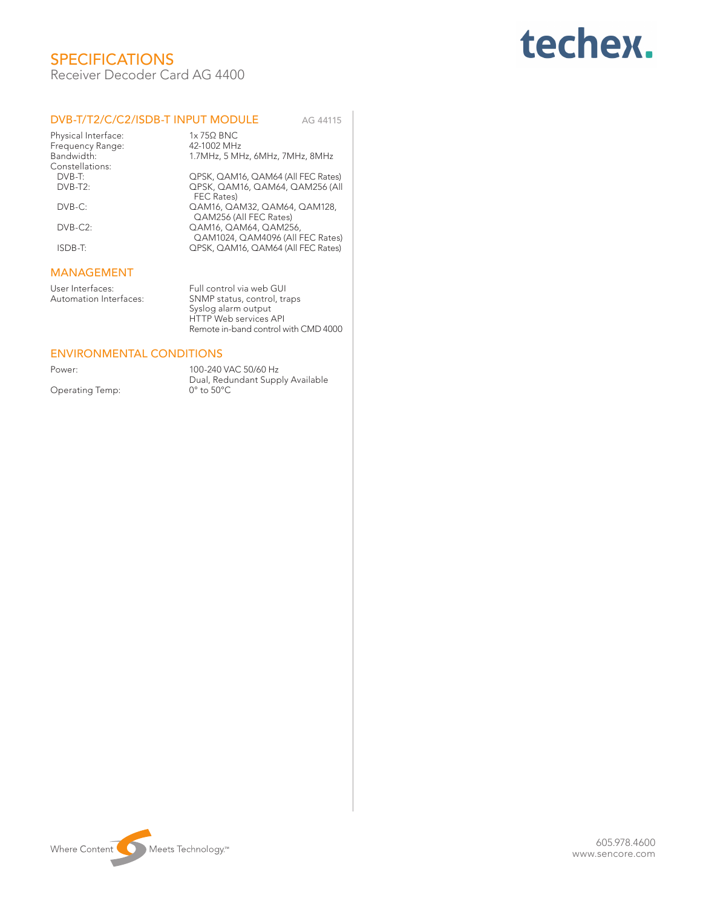# SPECIFICATIONS

Receiver Decoder Card AG 4400

## DVB-T/T2/C/C2/ISDB-T INPUT MODULE

AG 44115

| | |
|---|---|
| Physical Interface: | 1x 75Ω BNC |
| Frequency Range: | 42-1002 MHz |
| Bandwidth: | 1.7MHz, 5 MHz, 6MHz, 7MHz, 8MHz |
| Constellations: | |
| DVB-T: | QPSK, QAM16, QAM64 (All FEC Rates) |
| DVB-T2: | QPSK, QAM16, QAM64, QAM256 (All FEC Rates) |
| DVB-C: | QAM16, QAM32, QAM64, QAM128, QAM256 (All FEC Rates) |
| DVB-C2: | QAM16, QAM64, QAM256, QAM1024, QAM4096 (All FEC Rates) |
| ISDB-T: | QPSK, QAM16, QAM64 (All FEC Rates) |

## MANAGEMENT

| | |
|---|---|
| User Interfaces: | Full control via web GUI |
| Automation Interfaces: | SNMP status, control, traps<br>Syslog alarm output<br>HTTP Web services API<br>Remote in-band control with CMD 4000 |

## ENVIRONMENTAL CONDITIONS

| | |
|---|---|
| Power: | 100-240 VAC 50/60 Hz<br>Dual, Redundant Supply Available |
| Operating Temp: | 0° to 50°C |

Where Content Meets Technology.™

605.978.4600
www.sencore.com